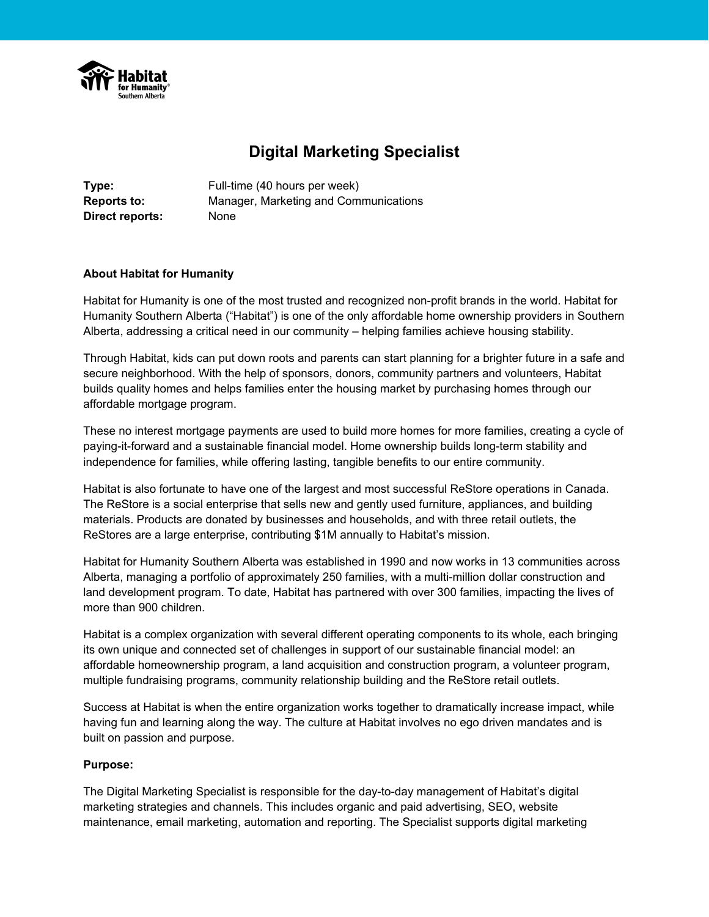# Digital Marketing Specialist

**Type:** Full-time (40 hours per week)
**Reports to:** Manager, Marketing and Communications
**Direct reports:** None

**About Habitat for Humanity**

Habitat for Humanity is one of the most trusted and recognized non-profit brands in the world. Habitat for Humanity Southern Alberta ("Habitat") is one of the only affordable home ownership providers in Southern Alberta, addressing a critical need in our community – helping families achieve housing stability.

Through Habitat, kids can put down roots and parents can start planning for a brighter future in a safe and secure neighborhood. With the help of sponsors, donors, community partners and volunteers, Habitat builds quality homes and helps families enter the housing market by purchasing homes through our affordable mortgage program.

These no interest mortgage payments are used to build more homes for more families, creating a cycle of paying-it-forward and a sustainable financial model. Home ownership builds long-term stability and independence for families, while offering lasting, tangible benefits to our entire community.

Habitat is also fortunate to have one of the largest and most successful ReStore operations in Canada. The ReStore is a social enterprise that sells new and gently used furniture, appliances, and building materials. Products are donated by businesses and households, and with three retail outlets, the ReStores are a large enterprise, contributing $1M annually to Habitat's mission.

Habitat for Humanity Southern Alberta was established in 1990 and now works in 13 communities across Alberta, managing a portfolio of approximately 250 families, with a multi-million dollar construction and land development program. To date, Habitat has partnered with over 300 families, impacting the lives of more than 900 children.

Habitat is a complex organization with several different operating components to its whole, each bringing its own unique and connected set of challenges in support of our sustainable financial model: an affordable homeownership program, a land acquisition and construction program, a volunteer program, multiple fundraising programs, community relationship building and the ReStore retail outlets.

Success at Habitat is when the entire organization works together to dramatically increase impact, while having fun and learning along the way. The culture at Habitat involves no ego driven mandates and is built on passion and purpose.

**Purpose:**

The Digital Marketing Specialist is responsible for the day-to-day management of Habitat's digital marketing strategies and channels. This includes organic and paid advertising, SEO, website maintenance, email marketing, automation and reporting. The Specialist supports digital marketing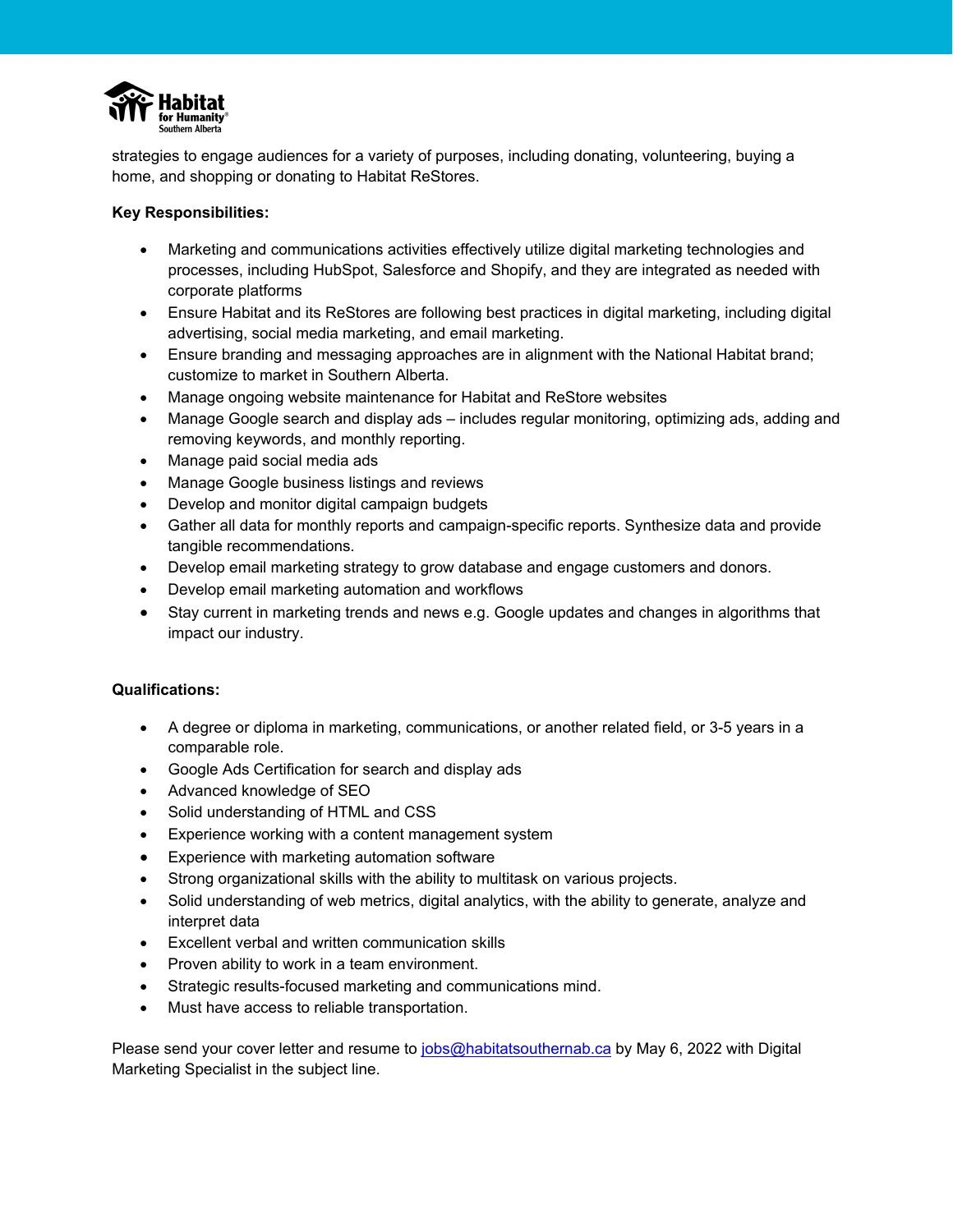strategies to engage audiences for a variety of purposes, including donating, volunteering, buying a home, and shopping or donating to Habitat ReStores.

**Key Responsibilities:**

- Marketing and communications activities effectively utilize digital marketing technologies and processes, including HubSpot, Salesforce and Shopify, and they are integrated as needed with corporate platforms
- Ensure Habitat and its ReStores are following best practices in digital marketing, including digital advertising, social media marketing, and email marketing.
- Ensure branding and messaging approaches are in alignment with the National Habitat brand; customize to market in Southern Alberta.
- Manage ongoing website maintenance for Habitat and ReStore websites
- Manage Google search and display ads – includes regular monitoring, optimizing ads, adding and removing keywords, and monthly reporting.
- Manage paid social media ads
- Manage Google business listings and reviews
- Develop and monitor digital campaign budgets
- Gather all data for monthly reports and campaign-specific reports. Synthesize data and provide tangible recommendations.
- Develop email marketing strategy to grow database and engage customers and donors.
- Develop email marketing automation and workflows
- Stay current in marketing trends and news e.g. Google updates and changes in algorithms that impact our industry.

**Qualifications:**

- A degree or diploma in marketing, communications, or another related field, or 3-5 years in a comparable role.
- Google Ads Certification for search and display ads
- Advanced knowledge of SEO
- Solid understanding of HTML and CSS
- Experience working with a content management system
- Experience with marketing automation software
- Strong organizational skills with the ability to multitask on various projects.
- Solid understanding of web metrics, digital analytics, with the ability to generate, analyze and interpret data
- Excellent verbal and written communication skills
- Proven ability to work in a team environment.
- Strategic results-focused marketing and communications mind.
- Must have access to reliable transportation.

Please send your cover letter and resume to jobs@habitatsouthernab.ca by May 6, 2022 with Digital Marketing Specialist in the subject line.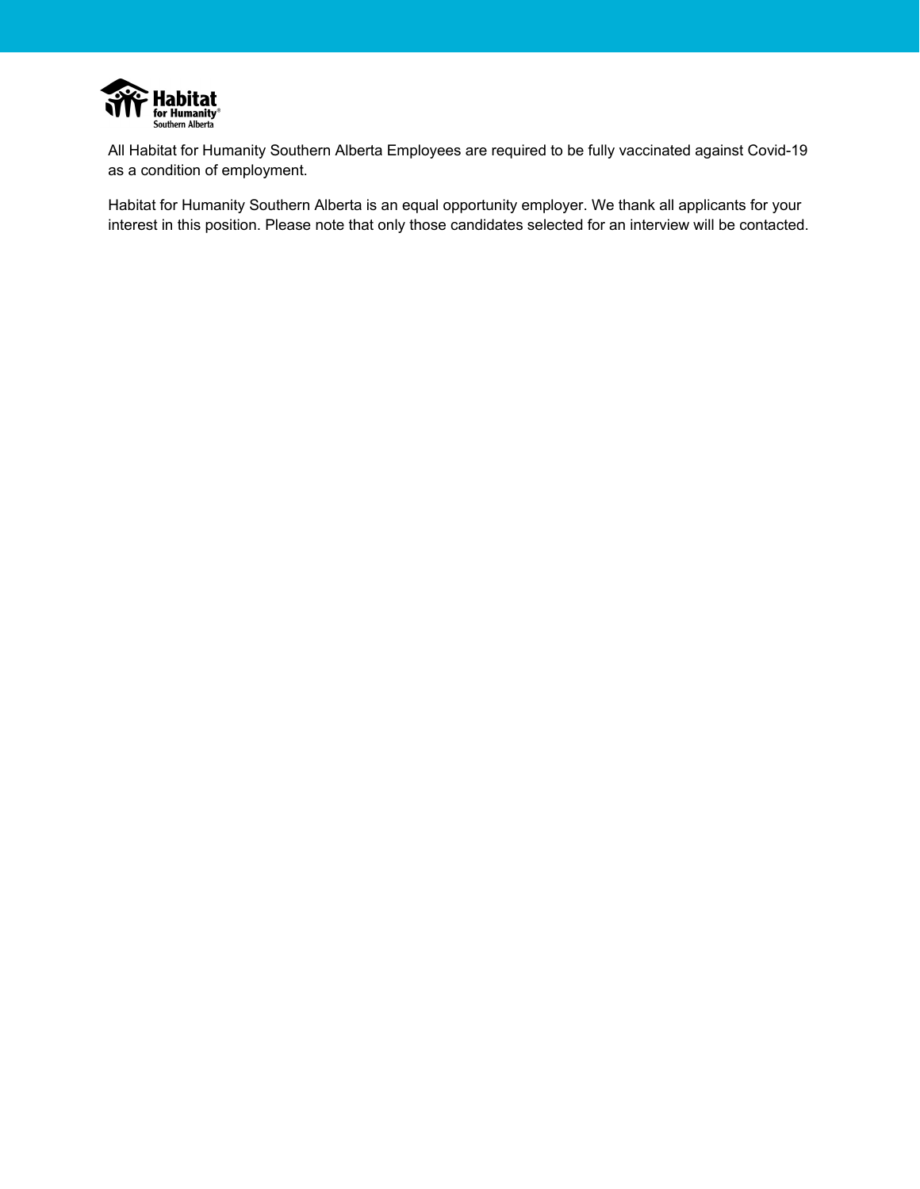All Habitat for Humanity Southern Alberta Employees are required to be fully vaccinated against Covid-19 as a condition of employment.

Habitat for Humanity Southern Alberta is an equal opportunity employer. We thank all applicants for your interest in this position. Please note that only those candidates selected for an interview will be contacted.